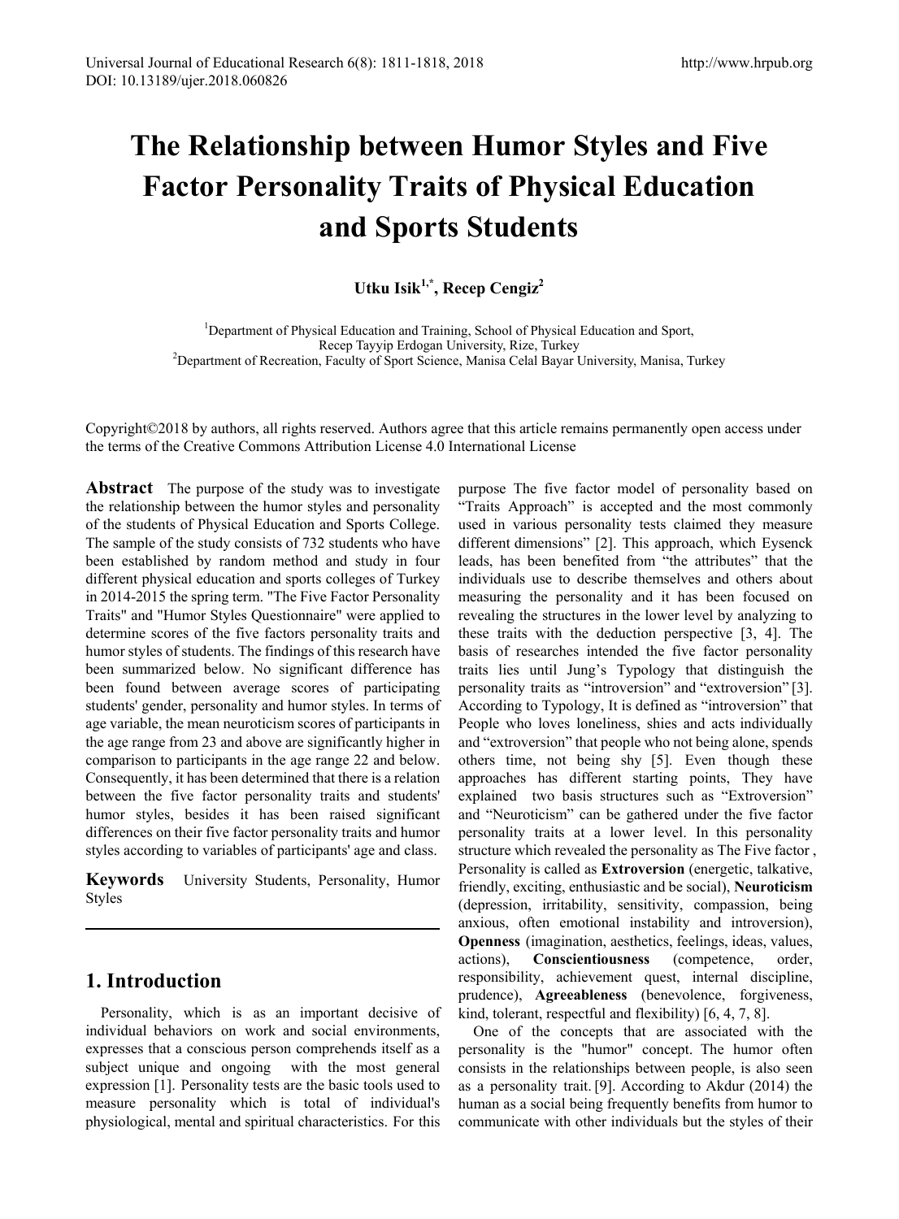# The Relationship between Humor Styles and Five Factor Personality Traits of Physical Education and Sports Students

**Utku Isik[1,*], Recep Cengiz[2]**

[1]Department of Physical Education and Training, School of Physical Education and Sport, Recep Tayyip Erdogan University, Rize, Turkey
[2]Department of Recreation, Faculty of Sport Science, Manisa Celal Bayar University, Manisa, Turkey

Copyright©2018 by authors, all rights reserved. Authors agree that this article remains permanently open access under the terms of the Creative Commons Attribution License 4.0 International License

**Abstract** The purpose of the study was to investigate the relationship between the humor styles and personality of the students of Physical Education and Sports College. The sample of the study consists of 732 students who have been established by random method and study in four different physical education and sports colleges of Turkey in 2014-2015 the spring term. "The Five Factor Personality Traits" and "Humor Styles Questionnaire" were applied to determine scores of the five factors personality traits and humor styles of students. The findings of this research have been summarized below. No significant difference has been found between average scores of participating students' gender, personality and humor styles. In terms of age variable, the mean neuroticism scores of participants in the age range from 23 and above are significantly higher in comparison to participants in the age range 22 and below. Consequently, it has been determined that there is a relation between the five factor personality traits and students' humor styles, besides it has been raised significant differences on their five factor personality traits and humor styles according to variables of participants' age and class.

**Keywords** University Students, Personality, Humor Styles

## 1. Introduction

Personality, which is as an important decisive of individual behaviors on work and social environments, expresses that a conscious person comprehends itself as a subject unique and ongoing with the most general expression [1]. Personality tests are the basic tools used to measure personality which is total of individual's physiological, mental and spiritual characteristics. For this purpose The five factor model of personality based on "Traits Approach" is accepted and the most commonly used in various personality tests claimed they measure different dimensions" [2]. This approach, which Eysenck leads, has been benefited from "the attributes" that the individuals use to describe themselves and others about measuring the personality and it has been focused on revealing the structures in the lower level by analyzing to these traits with the deduction perspective [3, 4]. The basis of researches intended the five factor personality traits lies until Jung's Typology that distinguish the personality traits as "introversion" and "extroversion" [3]. According to Typology, It is defined as "introversion" that People who loves loneliness, shies and acts individually and "extroversion" that people who not being alone, spends others time, not being shy [5]. Even though these approaches has different starting points, They have explained two basis structures such as "Extroversion" and "Neuroticism" can be gathered under the five factor personality traits at a lower level. In this personality structure which revealed the personality as The Five factor , Personality is called as **Extroversion** (energetic, talkative, friendly, exciting, enthusiastic and be social), **Neuroticism** (depression, irritability, sensitivity, compassion, being anxious, often emotional instability and introversion), **Openness** (imagination, aesthetics, feelings, ideas, values, actions), **Conscientiousness** (competence, order, responsibility, achievement quest, internal discipline, prudence), **Agreeableness** (benevolence, forgiveness, kind, tolerant, respectful and flexibility) [6, 4, 7, 8].

One of the concepts that are associated with the personality is the "humor" concept. The humor often consists in the relationships between people, is also seen as a personality trait. [9]. According to Akdur (2014) the human as a social being frequently benefits from humor to communicate with other individuals but the styles of their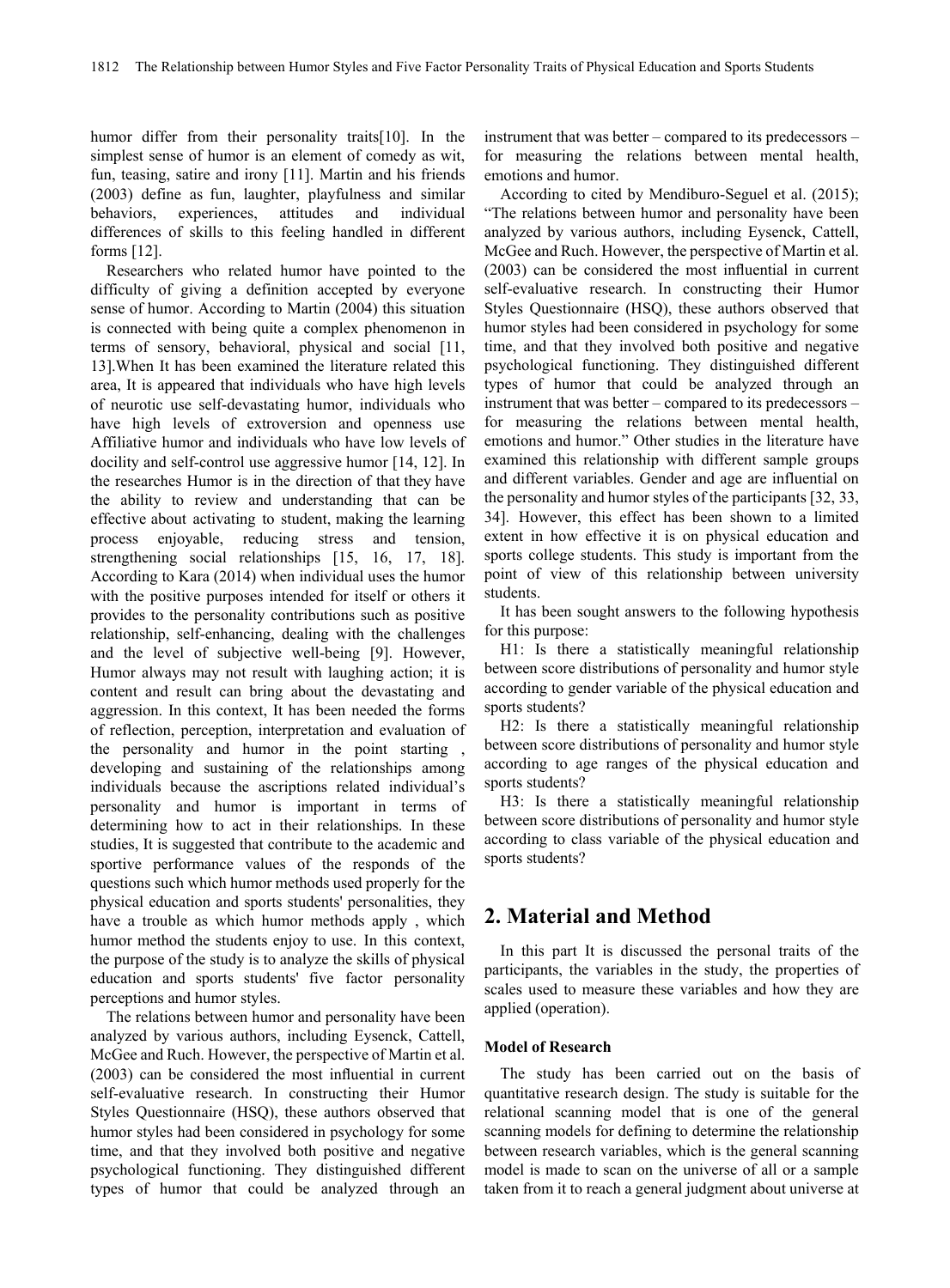humor differ from their personality traits[10]. In the simplest sense of humor is an element of comedy as wit, fun, teasing, satire and irony [11]. Martin and his friends (2003) define as fun, laughter, playfulness and similar behaviors, experiences, attitudes and individual differences of skills to this feeling handled in different forms [12].

Researchers who related humor have pointed to the difficulty of giving a definition accepted by everyone sense of humor. According to Martin (2004) this situation is connected with being quite a complex phenomenon in terms of sensory, behavioral, physical and social [11, 13].When It has been examined the literature related this area, It is appeared that individuals who have high levels of neurotic use self-devastating humor, individuals who have high levels of extroversion and openness use Affiliative humor and individuals who have low levels of docility and self-control use aggressive humor [14, 12]. In the researches Humor is in the direction of that they have the ability to review and understanding that can be effective about activating to student, making the learning process enjoyable, reducing stress and tension, strengthening social relationships [15, 16, 17, 18]. According to Kara (2014) when individual uses the humor with the positive purposes intended for itself or others it provides to the personality contributions such as positive relationship, self-enhancing, dealing with the challenges and the level of subjective well-being [9]. However, Humor always may not result with laughing action; it is content and result can bring about the devastating and aggression. In this context, It has been needed the forms of reflection, perception, interpretation and evaluation of the personality and humor in the point starting , developing and sustaining of the relationships among individuals because the ascriptions related individual's personality and humor is important in terms of determining how to act in their relationships. In these studies, It is suggested that contribute to the academic and sportive performance values of the responds of the questions such which humor methods used properly for the physical education and sports students' personalities, they have a trouble as which humor methods apply , which humor method the students enjoy to use. In this context, the purpose of the study is to analyze the skills of physical education and sports students' five factor personality perceptions and humor styles.

The relations between humor and personality have been analyzed by various authors, including Eysenck, Cattell, McGee and Ruch. However, the perspective of Martin et al. (2003) can be considered the most influential in current self-evaluative research. In constructing their Humor Styles Questionnaire (HSQ), these authors observed that humor styles had been considered in psychology for some time, and that they involved both positive and negative psychological functioning. They distinguished different types of humor that could be analyzed through an instrument that was better – compared to its predecessors – for measuring the relations between mental health, emotions and humor.

According to cited by Mendiburo-Seguel et al. (2015); "The relations between humor and personality have been analyzed by various authors, including Eysenck, Cattell, McGee and Ruch. However, the perspective of Martin et al. (2003) can be considered the most influential in current self-evaluative research. In constructing their Humor Styles Questionnaire (HSQ), these authors observed that humor styles had been considered in psychology for some time, and that they involved both positive and negative psychological functioning. They distinguished different types of humor that could be analyzed through an instrument that was better – compared to its predecessors – for measuring the relations between mental health, emotions and humor." Other studies in the literature have examined this relationship with different sample groups and different variables. Gender and age are influential on the personality and humor styles of the participants [32, 33, 34]. However, this effect has been shown to a limited extent in how effective it is on physical education and sports college students. This study is important from the point of view of this relationship between university students.

It has been sought answers to the following hypothesis for this purpose:

H1: Is there a statistically meaningful relationship between score distributions of personality and humor style according to gender variable of the physical education and sports students?

H2: Is there a statistically meaningful relationship between score distributions of personality and humor style according to age ranges of the physical education and sports students?

H3: Is there a statistically meaningful relationship between score distributions of personality and humor style according to class variable of the physical education and sports students?

## 2. Material and Method

In this part It is discussed the personal traits of the participants, the variables in the study, the properties of scales used to measure these variables and how they are applied (operation).

**Model of Research**

The study has been carried out on the basis of quantitative research design. The study is suitable for the relational scanning model that is one of the general scanning models for defining to determine the relationship between research variables, which is the general scanning model is made to scan on the universe of all or a sample taken from it to reach a general judgment about universe at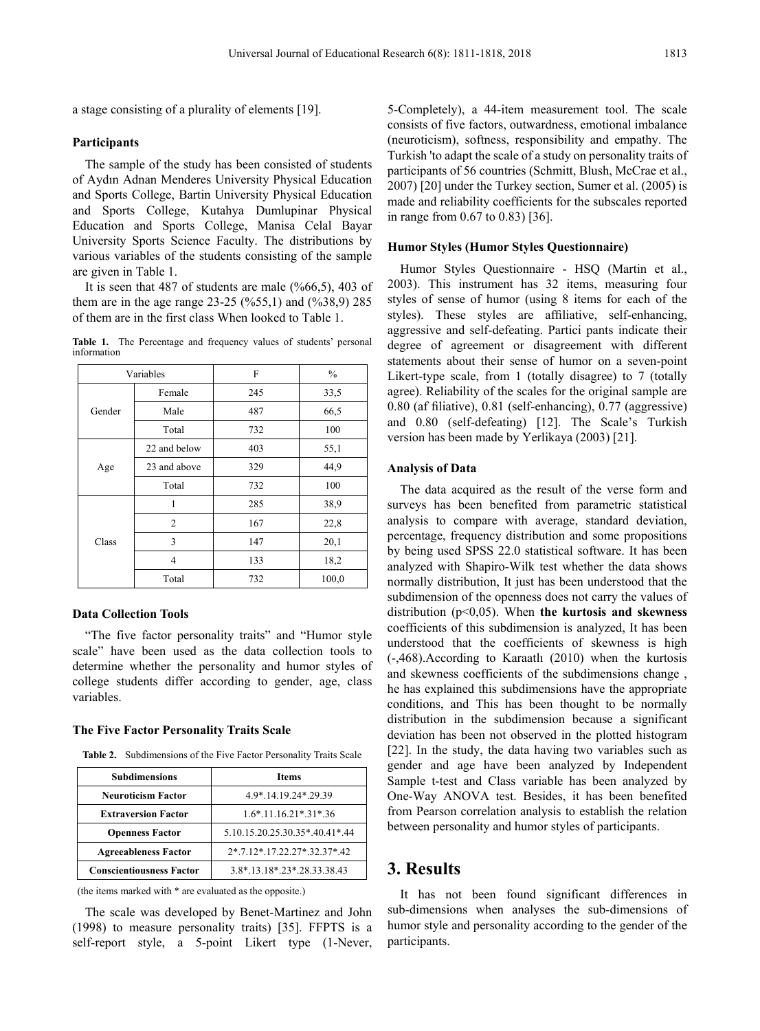a stage consisting of a plurality of elements [19].

### Participants

The sample of the study has been consisted of students of Aydın Adnan Menderes University Physical Education and Sports College, Bartin University Physical Education and Sports College, Kutahya Dumlupinar Physical Education and Sports College, Manisa Celal Bayar University Sports Science Faculty. The distributions by various variables of the students consisting of the sample are given in Table 1.

It is seen that 487 of students are male (%66,5), 403 of them are in the age range 23-25 (%55,1) and (%38,9) 285 of them are in the first class When looked to Table 1.

**Table 1.** The Percentage and frequency values of students' personal information

| Variables | | F | % |
|---|---|---|---|
| Gender | Female | 245 | 33,5 |
| | Male | 487 | 66,5 |
| | Total | 732 | 100 |
| Age | 22 and below | 403 | 55,1 |
| | 23 and above | 329 | 44,9 |
| | Total | 732 | 100 |
| Class | 1 | 285 | 38,9 |
| | 2 | 167 | 22,8 |
| | 3 | 147 | 20,1 |
| | 4 | 133 | 18,2 |
| | Total | 732 | 100,0 |

### Data Collection Tools

"The five factor personality traits" and "Humor style scale" have been used as the data collection tools to determine whether the personality and humor styles of college students differ according to gender, age, class variables.

### The Five Factor Personality Traits Scale

**Table 2.** Subdimensions of the Five Factor Personality Traits Scale

| Subdimensions | Items |
|---|---|
| **Neuroticism Factor** | 4.9*.14.19.24*.29.39 |
| **Extraversion Factor** | 1.6*.11.16.21*.31*.36 |
| **Openness Factor** | 5.10.15.20.25.30.35*.40.41*.44 |
| **Agreeableness Factor** | 2*.7.12*.17.22.27*.32.37*.42 |
| **Conscientiousness Factor** | 3.8*.13.18*.23*.28.33.38.43 |

(the items marked with * are evaluated as the opposite.)

The scale was developed by Benet-Martinez and John (1998) to measure personality traits) [35]. FFPTS is a self-report style, a 5-point Likert type (1-Never, 5-Completely), a 44-item measurement tool. The scale consists of five factors, outwardness, emotional imbalance (neuroticism), softness, responsibility and empathy. The Turkish 'to adapt the scale of a study on personality traits of participants of 56 countries (Schmitt, Blush, McCrae et al., 2007) [20] under the Turkey section, Sumer et al. (2005) is made and reliability coefficients for the subscales reported in range from 0.67 to 0.83) [36].

### Humor Styles (Humor Styles Questionnaire)

Humor Styles Questionnaire - HSQ (Martin et al., 2003). This instrument has 32 items, measuring four styles of sense of humor (using 8 items for each of the styles). These styles are affiliative, self-enhancing, aggressive and self-defeating. Partici pants indicate their degree of agreement or disagreement with different statements about their sense of humor on a seven-point Likert-type scale, from 1 (totally disagree) to 7 (totally agree). Reliability of the scales for the original sample are 0.80 (af filiative), 0.81 (self-enhancing), 0.77 (aggressive) and 0.80 (self-defeating) [12]. The Scale's Turkish version has been made by Yerlikaya (2003) [21].

### Analysis of Data

The data acquired as the result of the verse form and surveys has been benefited from parametric statistical analysis to compare with average, standard deviation, percentage, frequency distribution and some propositions by being used SPSS 22.0 statistical software. It has been analyzed with Shapiro-Wilk test whether the data shows normally distribution, It just has been understood that the subdimension of the openness does not carry the values of distribution ($p<0,05$). When **the kurtosis and skewness** coefficients of this subdimension is analyzed, It has been understood that the coefficients of skewness is high (-,468).According to Karaatlı (2010) when the kurtosis and skewness coefficients of the subdimensions change , he has explained this subdimensions have the appropriate conditions, and This has been thought to be normally distribution in the subdimension because a significant deviation has been not observed in the plotted histogram [22]. In the study, the data having two variables such as gender and age have been analyzed by Independent Sample t-test and Class variable has been analyzed by One-Way ANOVA test. Besides, it has been benefited from Pearson correlation analysis to establish the relation between personality and humor styles of participants.

## 3. Results

It has not been found significant differences in sub-dimensions when analyses the sub-dimensions of humor style and personality according to the gender of the participants.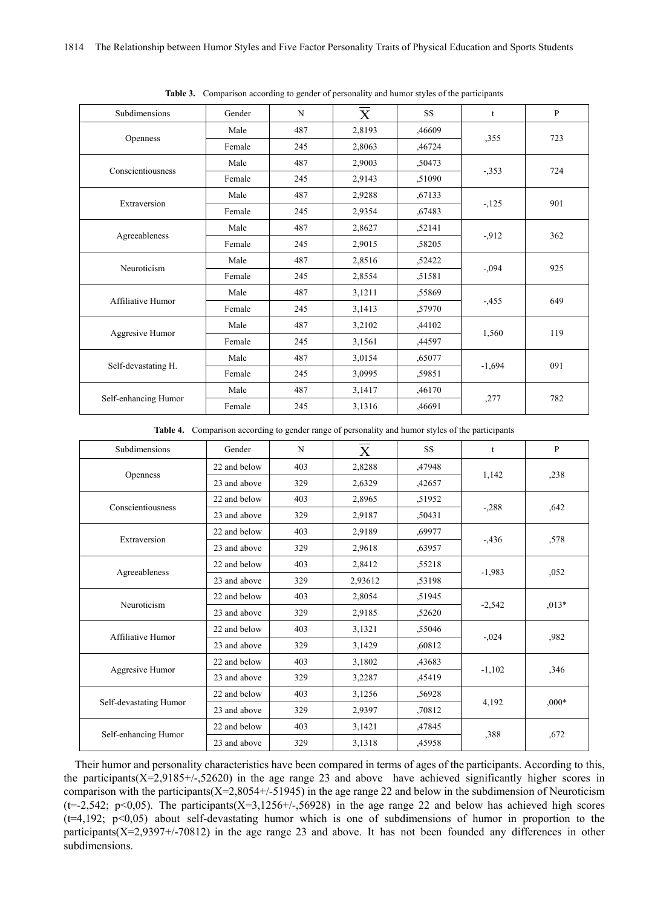**Table 3.** Comparison according to gender of personality and humor styles of the participants

| Subdimensions | Gender | N | $\overline{X}$ | SS | t | P |
|---|---|---|---|---|---|---|
| Openness | Male | 487 | 2,8193 | ,46609 | ,355 | 723 |
| | Female | 245 | 2,8063 | ,46724 | | |
| Conscientiousness | Male | 487 | 2,9003 | ,50473 | -,353 | 724 |
| | Female | 245 | 2,9143 | ,51090 | | |
| Extraversion | Male | 487 | 2,9288 | ,67133 | -,125 | 901 |
| | Female | 245 | 2,9354 | ,67483 | | |
| Agreeableness | Male | 487 | 2,8627 | ,52141 | -,912 | 362 |
| | Female | 245 | 2,9015 | ,58205 | | |
| Neuroticism | Male | 487 | 2,8516 | ,52422 | -,094 | 925 |
| | Female | 245 | 2,8554 | ,51581 | | |
| Affiliative Humor | Male | 487 | 3,1211 | ,55869 | -,455 | 649 |
| | Female | 245 | 3,1413 | ,57970 | | |
| Aggresive Humor | Male | 487 | 3,2102 | ,44102 | 1,560 | 119 |
| | Female | 245 | 3,1561 | ,44597 | | |
| Self-devastating H. | Male | 487 | 3,0154 | ,65077 | -1,694 | 091 |
| | Female | 245 | 3,0995 | ,59851 | | |
| Self-enhancing Humor | Male | 487 | 3,1417 | ,46170 | ,277 | 782 |
| | Female | 245 | 3,1316 | ,46691 | | |

**Table 4.** Comparison according to gender range of personality and humor styles of the participants

| Subdimensions | Gender | N | $\overline{X}$ | SS | t | P |
|---|---|---|---|---|---|---|
| Openness | 22 and below | 403 | 2,8288 | ,47948 | 1,142 | ,238 |
| | 23 and above | 329 | 2,6329 | ,42657 | | |
| Conscientiousness | 22 and below | 403 | 2,8965 | ,51952 | -,288 | ,642 |
| | 23 and above | 329 | 2,9187 | ,50431 | | |
| Extraversion | 22 and below | 403 | 2,9189 | ,69977 | -,436 | ,578 |
| | 23 and above | 329 | 2,9618 | ,63957 | | |
| Agreeableness | 22 and below | 403 | 2,8412 | ,55218 | -1,983 | ,052 |
| | 23 and above | 329 | 2,93612 | ,53198 | | |
| Neuroticism | 22 and below | 403 | 2,8054 | ,51945 | -2,542 | ,013* |
| | 23 and above | 329 | 2,9185 | ,52620 | | |
| Affiliative Humor | 22 and below | 403 | 3,1321 | ,55046 | -,024 | ,982 |
| | 23 and above | 329 | 3,1429 | ,60812 | | |
| Aggresive Humor | 22 and below | 403 | 3,1802 | ,43683 | -1,102 | ,346 |
| | 23 and above | 329 | 3,2287 | ,45419 | | |
| Self-devastating Humor | 22 and below | 403 | 3,1256 | ,56928 | 4,192 | ,000* |
| | 23 and above | 329 | 2,9397 | ,70812 | | |
| Self-enhancing Humor | 22 and below | 403 | 3,1421 | ,47845 | ,388 | ,672 |
| | 23 and above | 329 | 3,1318 | ,45958 | | |

Their humor and personality characteristics have been compared in terms of ages of the participants. According to this, the participants(X=2,9185+/-,52620) in the age range 23 and above have achieved significantly higher scores in comparison with the participants(X=2,8054+/-51945) in the age range 22 and below in the subdimension of Neuroticism (t=-2,542; p<0,05). The participants(X=3,1256+/-,56928) in the age range 22 and below has achieved high scores (t=4,192; p<0,05) about self-devastating humor which is one of subdimensions of humor in proportion to the participants(X=2,9397+/-70812) in the age range 23 and above. It has not been founded any differences in other subdimensions.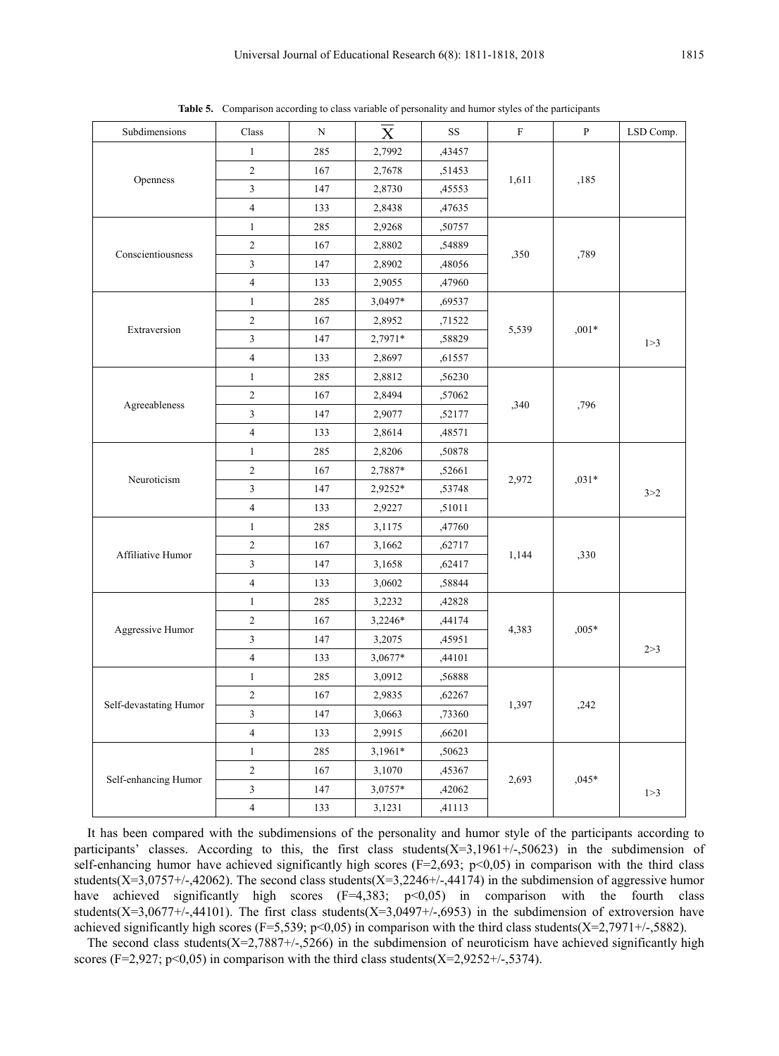**Table 5.** Comparison according to class variable of personality and humor styles of the participants

| Subdimensions | Class | N | $\overline{X}$ | SS | F | P | LSD Comp. |
|---|---|---|---|---|---|---|---|
| Openness | 1 | 285 | 2,7992 | ,43457 | 1,611 | ,185 | |
| | 2 | 167 | 2,7678 | ,51453 | | | |
| | 3 | 147 | 2,8730 | ,45553 | | | |
| | 4 | 133 | 2,8438 | ,47635 | | | |
| Conscientiousness | 1 | 285 | 2,9268 | ,50757 | ,350 | ,789 | |
| | 2 | 167 | 2,8802 | ,54889 | | | |
| | 3 | 147 | 2,8902 | ,48056 | | | |
| | 4 | 133 | 2,9055 | ,47960 | | | |
| Extraversion | 1 | 285 | 3,0497* | ,69537 | 5,539 | ,001* | 1>3 |
| | 2 | 167 | 2,8952 | ,71522 | | | |
| | 3 | 147 | 2,7971* | ,58829 | | | |
| | 4 | 133 | 2,8697 | ,61557 | | | |
| Agreeableness | 1 | 285 | 2,8812 | ,56230 | ,340 | ,796 | |
| | 2 | 167 | 2,8494 | ,57062 | | | |
| | 3 | 147 | 2,9077 | ,52177 | | | |
| | 4 | 133 | 2,8614 | ,48571 | | | |
| Neuroticism | 1 | 285 | 2,8206 | ,50878 | 2,972 | ,031* | 3>2 |
| | 2 | 167 | 2,7887* | ,52661 | | | |
| | 3 | 147 | 2,9252* | ,53748 | | | |
| | 4 | 133 | 2,9227 | ,51011 | | | |
| Affiliative Humor | 1 | 285 | 3,1175 | ,47760 | 1,144 | ,330 | |
| | 2 | 167 | 3,1662 | ,62717 | | | |
| | 3 | 147 | 3,1658 | ,62417 | | | |
| | 4 | 133 | 3,0602 | ,58844 | | | |
| Aggressive Humor | 1 | 285 | 3,2232 | ,42828 | 4,383 | ,005* | 2>3 |
| | 2 | 167 | 3,2246* | ,44174 | | | |
| | 3 | 147 | 3,2075 | ,45951 | | | |
| | 4 | 133 | 3,0677* | ,44101 | | | |
| Self-devastating Humor | 1 | 285 | 3,0912 | ,56888 | 1,397 | ,242 | |
| | 2 | 167 | 2,9835 | ,62267 | | | |
| | 3 | 147 | 3,0663 | ,73360 | | | |
| | 4 | 133 | 2,9915 | ,66201 | | | |
| Self-enhancing Humor | 1 | 285 | 3,1961* | ,50623 | 2,693 | ,045* | 1>3 |
| | 2 | 167 | 3,1070 | ,45367 | | | |
| | 3 | 147 | 3,0757* | ,42062 | | | |
| | 4 | 133 | 3,1231 | ,41113 | | | |

It has been compared with the subdimensions of the personality and humor style of the participants according to participants' classes. According to this, the first class students(X=3,1961+/-,50623) in the subdimension of self-enhancing humor have achieved significantly high scores (F=2,693; p<0,05) in comparison with the third class students(X=3,0757+/-,42062). The second class students(X=3,2246+/-,44174) in the subdimension of aggressive humor have achieved significantly high scores (F=4,383; p<0,05) in comparison with the fourth class students(X=3,0677+/-,44101). The first class students(X=3,0497+/-,6953) in the subdimension of extroversion have achieved significantly high scores (F=5,539; p<0,05) in comparison with the third class students(X=2,7971+/-,5882).

The second class students(X=2,7887+/-,5266) in the subdimension of neuroticism have achieved significantly high scores (F=2,927; p<0,05) in comparison with the third class students(X=2,9252+/-,5374).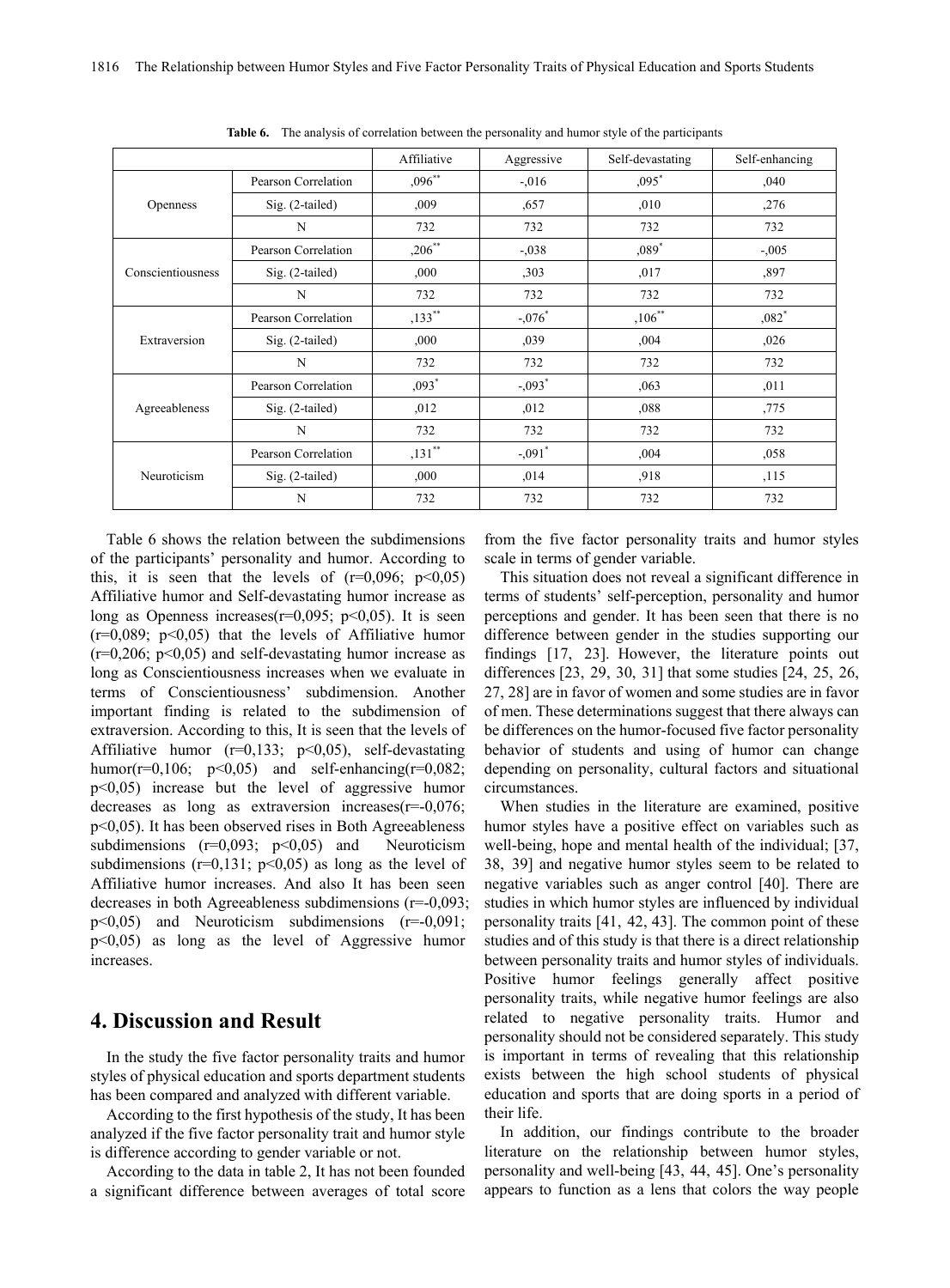**Table 6.** The analysis of correlation between the personality and humor style of the participants

| | | Affiliative | Aggressive | Self-devastating | Self-enhancing |
|---|---|---|---|---|---|
| Openness | Pearson Correlation | ,096** | -,016 | ,095* | ,040 |
| | Sig. (2-tailed) | ,009 | ,657 | ,010 | ,276 |
| | N | 732 | 732 | 732 | 732 |
| Conscientiousness | Pearson Correlation | ,206** | -,038 | ,089* | -,005 |
| | Sig. (2-tailed) | ,000 | ,303 | ,017 | ,897 |
| | N | 732 | 732 | 732 | 732 |
| Extraversion | Pearson Correlation | ,133** | -,076* | ,106** | ,082* |
| | Sig. (2-tailed) | ,000 | ,039 | ,004 | ,026 |
| | N | 732 | 732 | 732 | 732 |
| Agreeableness | Pearson Correlation | ,093* | -,093* | ,063 | ,011 |
| | Sig. (2-tailed) | ,012 | ,012 | ,088 | ,775 |
| | N | 732 | 732 | 732 | 732 |
| Neuroticism | Pearson Correlation | ,131** | -,091* | ,004 | ,058 |
| | Sig. (2-tailed) | ,000 | ,014 | ,918 | ,115 |
| | N | 732 | 732 | 732 | 732 |

Table 6 shows the relation between the subdimensions of the participants' personality and humor. According to this, it is seen that the levels of ($r=0,096$; $p<0,05$) Affiliative humor and Self-devastating humor increase as long as Openness increases($r=0,095$; $p<0,05$). It is seen ($r=0,089$; $p<0,05$) that the levels of Affiliative humor ($r=0,206$; $p<0,05$) and self-devastating humor increase as long as Conscientiousness increases when we evaluate in terms of Conscientiousness' subdimension. Another important finding is related to the subdimension of extraversion. According to this, It is seen that the levels of Affiliative humor ($r=0,133$; $p<0,05$), self-devastating humor($r=0,106$; $p<0,05$) and self-enhancing($r=0,082$; $p<0,05$) increase but the level of aggressive humor decreases as long as extraversion increases($r=-0,076$; $p<0,05$). It has been observed rises in Both Agreeableness subdimensions ($r=0,093$; $p<0,05$) and Neuroticism subdimensions ($r=0,131$; $p<0,05$) as long as the level of Affiliative humor increases. And also It has been seen decreases in both Agreeableness subdimensions ($r=-0,093$; $p<0,05$) and Neuroticism subdimensions ($r=-0,091$; $p<0,05$) as long as the level of Aggressive humor increases.

# 4. Discussion and Result

In the study the five factor personality traits and humor styles of physical education and sports department students has been compared and analyzed with different variable.

According to the first hypothesis of the study, It has been analyzed if the five factor personality trait and humor style is difference according to gender variable or not.

According to the data in table 2, It has not been founded a significant difference between averages of total score from the five factor personality traits and humor styles scale in terms of gender variable.

This situation does not reveal a significant difference in terms of students' self-perception, personality and humor perceptions and gender. It has been seen that there is no difference between gender in the studies supporting our findings [17, 23]. However, the literature points out differences [23, 29, 30, 31] that some studies [24, 25, 26, 27, 28] are in favor of women and some studies are in favor of men. These determinations suggest that there always can be differences on the humor-focused five factor personality behavior of students and using of humor can change depending on personality, cultural factors and situational circumstances.

When studies in the literature are examined, positive humor styles have a positive effect on variables such as well-being, hope and mental health of the individual; [37, 38, 39] and negative humor styles seem to be related to negative variables such as anger control [40]. There are studies in which humor styles are influenced by individual personality traits [41, 42, 43]. The common point of these studies and of this study is that there is a direct relationship between personality traits and humor styles of individuals. Positive humor feelings generally affect positive personality traits, while negative humor feelings are also related to negative personality traits. Humor and personality should not be considered separately. This study is important in terms of revealing that this relationship exists between the high school students of physical education and sports that are doing sports in a period of their life.

In addition, our findings contribute to the broader literature on the relationship between humor styles, personality and well-being [43, 44, 45]. One's personality appears to function as a lens that colors the way people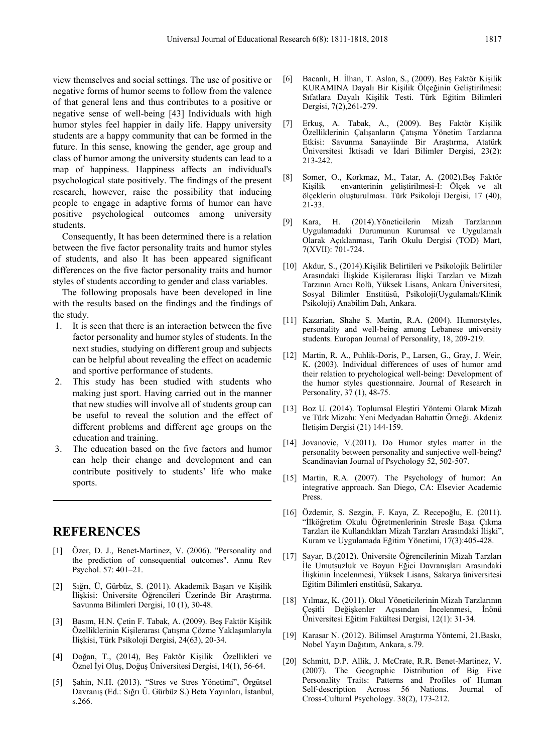view themselves and social settings. The use of positive or negative forms of humor seems to follow from the valence of that general lens and thus contributes to a positive or negative sense of well-being [43] Individuals with high humor styles feel happier in daily life. Happy university students are a happy community that can be formed in the future. In this sense, knowing the gender, age group and class of humor among the university students can lead to a map of happiness. Happiness affects an individual's psychological state positively. The findings of the present research, however, raise the possibility that inducing people to engage in adaptive forms of humor can have positive psychological outcomes among university students.

Consequently, It has been determined there is a relation between the five factor personality traits and humor styles of students, and also It has been appeared significant differences on the five factor personality traits and humor styles of students according to gender and class variables.

The following proposals have been developed in line with the results based on the findings and the findings of the study.

1. It is seen that there is an interaction between the five factor personality and humor styles of students. In the next studies, studying on different group and subjects can be helpful about revealing the effect on academic and sportive performance of students.
2. This study has been studied with students who making just sport. Having carried out in the manner that new studies will involve all of students group can be useful to reveal the solution and the effect of different problems and different age groups on the education and training.
3. The education based on the five factors and humor can help their change and development and can contribute positively to students' life who make sports.

## REFERENCES

[1] Özer, D. J., Benet-Martinez, V. (2006). "Personality and the prediction of consequential outcomes". Annu Rev Psychol. 57: 401–21.

[2] Sığrı, Ü, Gürbüz, S. (2011). Akademik Başarı ve Kişilik İlişkisi: Üniversite Öğrencileri Üzerinde Bir Araştırma. Savunma Bilimleri Dergisi, 10 (1), 30-48.

[3] Basım, H.N. Çetin F. Tabak, A. (2009). Beş Faktör Kişilik Özelliklerinin Kişilerarası Çatışma Çözme Yaklaşımlarıyla İlişkisi, Türk Psikoloji Dergisi, 24(63), 20-34.

[4] Doğan, T., (2014), Beş Faktör Kişilik Özellikleri ve Öznel İyi Oluş, Doğuş Üniversitesi Dergisi, 14(1), 56-64.

[5] Şahin, N.H. (2013). "Stres ve Stres Yönetimi", Örgütsel Davranış (Ed.: Sığrı Ü. Gürbüz S.) Beta Yayınları, İstanbul, s.266.

[6] Bacanlı, H. İlhan, T. Aslan, S., (2009). Beş Faktör Kişilik KURAMINA Dayalı Bir Kişilik Ölçeğinin Geliştirilmesi: Sıfatlara Dayalı Kişilik Testi. Türk Eğitim Bilimleri Dergisi, 7(2),261-279.

[7] Erkuş, A. Tabak, A., (2009). Beş Faktör Kişilik Özelliklerinin Çalışanların Çatışma Yönetim Tarzlarına Etkisi: Savunma Sanayiinde Bir Araştırma, Atatürk Üniversitesi İktisadi ve İdari Bilimler Dergisi, 23(2): 213-242.

[8] Somer, O., Korkmaz, M., Tatar, A. (2002).Beş Faktör Kişilik envanterinin geliştirilmesi-I: Ölçek ve alt ölçeklerin oluşturulması. Türk Psikoloji Dergisi, 17 (40), 21-33.

[9] Kara, H. (2014).Yöneticilerin Mizah Tarzlarının Uygulamadaki Durumunun Kurumsal ve Uygulamalı Olarak Açıklanması, Tarih Okulu Dergisi (TOD) Mart, 7(XVII): 701-724.

[10] Akdur, S., (2014).Kişilik Belirtileri ve Psikolojik Belirtiler Arasındaki İlişkide Kişilerarası İlişki Tarzları ve Mizah Tarzının Aracı Rolü, Yüksek Lisans, Ankara Üniversitesi, Sosyal Bilimler Enstitüsü, Psikoloji(Uygulamalı/Klinik Psikoloji) Anabilim Dalı, Ankara.

[11] Kazarian, Shahe S. Martin, R.A. (2004). Humorstyles, personality and well-being among Lebanese university students. Europan Journal of Personality, 18, 209-219.

[12] Martin, R. A., Puhlik-Doris, P., Larsen, G., Gray, J. Weir, K. (2003). Individual differences of uses of humor amd their relation to prychological well-being: Development of the humor styles questionnaire. Journal of Research in Personality, 37 (1), 48-75.

[13] Boz U. (2014). Toplumsal Eleştiri Yöntemi Olarak Mizah ve Türk Mizahı: Yeni Medyadan Bahattin Örneği. Akdeniz İletişim Dergisi (21) 144-159.

[14] Jovanovic, V.(2011). Do Humor styles matter in the personality between personality and sunjective well-being? Scandinavian Journal of Psychology 52, 502-507.

[15] Martin, R.A. (2007). The Psychology of humor: An integrative approach. San Diego, CA: Elsevier Academic Press.

[16] Özdemir, S. Sezgin, F. Kaya, Z. Recepoğlu, E. (2011). "İlköğretim Okulu Öğretmenlerinin Stresle Başa Çıkma Tarzları ile Kullandıkları Mizah Tarzları Arasındaki İlişki", Kuram ve Uygulamada Eğitim Yönetimi, 17(3):405-428.

[17] Sayar, B.(2012). Üniversite Öğrencilerinin Mizah Tarzları İle Umutsuzluk ve Boyun Eğici Davranışları Arasındaki İlişkinin İncelenmesi, Yüksek Lisans, Sakarya üniversitesi Eğitim Bilimleri enstitüsü, Sakarya.

[18] Yılmaz, K. (2011). Okul Yöneticilerinin Mizah Tarzlarının Çeşitli Değişkenler Açısından İncelenmesi, İnönü Üniversitesi Eğitim Fakültesi Dergisi, 12(1): 31-34.

[19] Karasar N. (2012). Bilimsel Araştırma Yöntemi, 21.Baskı, Nobel Yayın Dağıtım, Ankara, s.79.

[20] Schmitt, D.P. Allik, J. McCrate, R.R. Benet-Martinez, V. (2007). The Geographic Distribution of Big Five Personality Traits: Patterns and Profiles of Human Self-description Across 56 Nations. Journal of Cross-Cultural Psychology. 38(2), 173-212.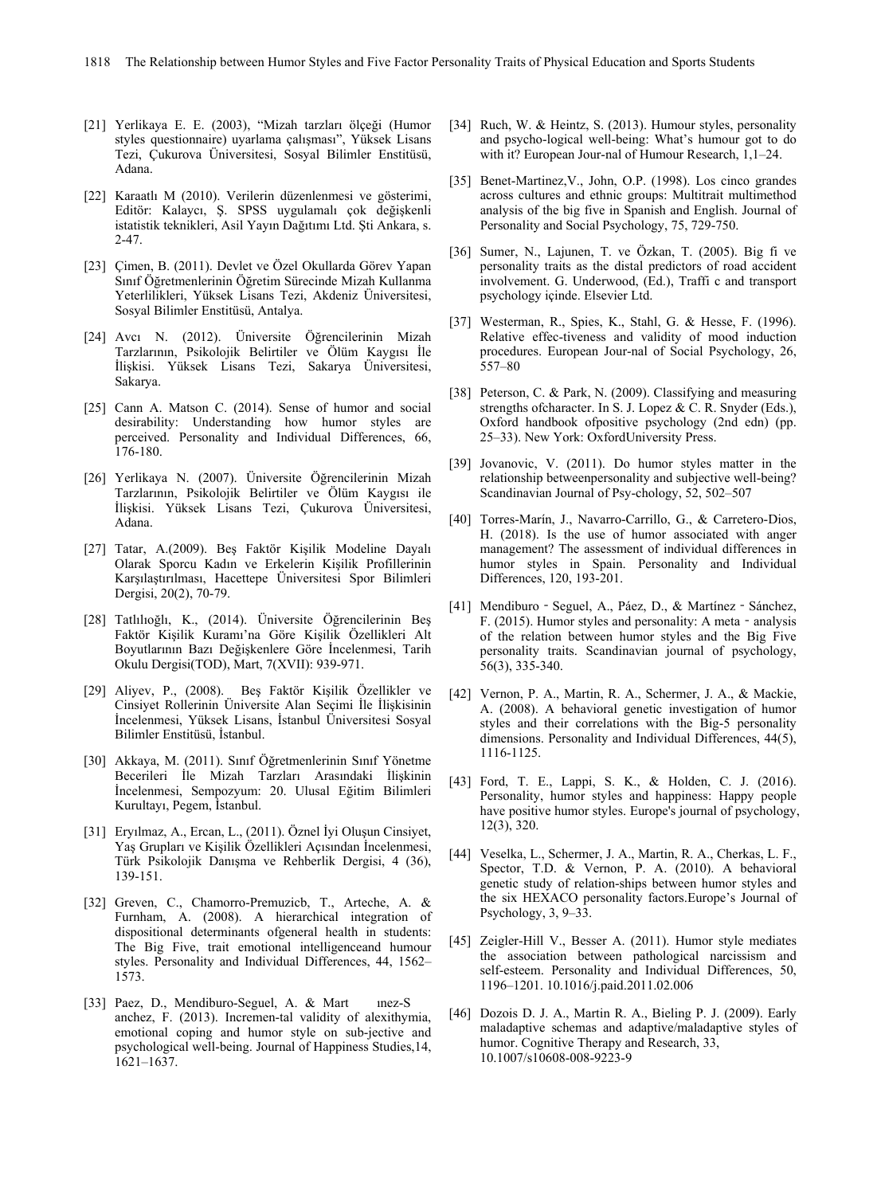[21] Yerlikaya E. E. (2003), "Mizah tarzları ölçeği (Humor styles questionnaire) uyarlama çalışması", Yüksek Lisans Tezi, Çukurova Üniversitesi, Sosyal Bilimler Enstitüsü, Adana.

[22] Karaatlı M (2010). Verilerin düzenlenmesi ve gösterimi, Editör: Kalaycı, Ş. SPSS uygulamalı çok değişkenli istatistik teknikleri, Asil Yayın Dağıtımı Ltd. Şti Ankara, s. 2-47.

[23] Çimen, B. (2011). Devlet ve Özel Okullarda Görev Yapan Sınıf Öğretmenlerinin Öğretim Sürecinde Mizah Kullanma Yeterlilikleri, Yüksek Lisans Tezi, Akdeniz Üniversitesi, Sosyal Bilimler Enstitüsü, Antalya.

[24] Avcı N. (2012). Üniversite Öğrencilerinin Mizah Tarzlarının, Psikolojik Belirtiler ve Ölüm Kaygısı İle İlişkisi. Yüksek Lisans Tezi, Sakarya Üniversitesi, Sakarya.

[25] Cann A. Matson C. (2014). Sense of humor and social desirability: Understanding how humor styles are perceived. Personality and Individual Differences, 66, 176-180.

[26] Yerlikaya N. (2007). Üniversite Öğrencilerinin Mizah Tarzlarının, Psikolojik Belirtiler ve Ölüm Kaygısı ile İlişkisi. Yüksek Lisans Tezi, Çukurova Üniversitesi, Adana.

[27] Tatar, A.(2009). Beş Faktör Kişilik Modeline Dayalı Olarak Sporcu Kadın ve Erkelerin Kişilik Profillerinin Karşılaştırılması, Hacettepe Üniversitesi Spor Bilimleri Dergisi, 20(2), 70-79.

[28] Tatlılıoğlı, K., (2014). Üniversite Öğrencilerinin Beş Faktör Kişilik Kuramı'na Göre Kişilik Özellikleri Alt Boyutlarının Bazı Değişkenlere Göre İncelenmesi, Tarih Okulu Dergisi(TOD), Mart, 7(XVII): 939-971.

[29] Aliyev, P., (2008). Beş Faktör Kişilik Özellikler ve Cinsiyet Rollerinin Üniversite Alan Seçimi İle İlişkisinin İncelenmesi, Yüksek Lisans, İstanbul Üniversitesi Sosyal Bilimler Enstitüsü, İstanbul.

[30] Akkaya, M. (2011). Sınıf Öğretmenlerinin Sınıf Yönetme Becerileri İle Mizah Tarzları Arasındaki İlişkinin İncelenmesi, Sempozyum: 20. Ulusal Eğitim Bilimleri Kurultayı, Pegem, İstanbul.

[31] Eryılmaz, A., Ercan, L., (2011). Öznel İyi Oluşun Cinsiyet, Yaş Grupları ve Kişilik Özellikleri Açısından İncelenmesi, Türk Psikolojik Danışma ve Rehberlik Dergisi, 4 (36), 139-151.

[32] Greven, C., Chamorro-Premuzicb, T., Arteche, A. & Furnham, A. (2008). A hierarchical integration of dispositional determinants ofgeneral health in students: The Big Five, trait emotional intelligenceand humour styles. Personality and Individual Differences, 44, 1562–1573.

[33] Paez, D., Mendiburo-Seguel, A. & Mart ınez-S anchez, F. (2013). Incremen-tal validity of alexithymia, emotional coping and humor style on sub-jective and psychological well-being. Journal of Happiness Studies,14, 1621–1637.

[34] Ruch, W. & Heintz, S. (2013). Humour styles, personality and psycho-logical well-being: What's humour got to do with it? European Jour-nal of Humour Research, 1,1–24.

[35] Benet-Martinez,V., John, O.P. (1998). Los cinco grandes across cultures and ethnic groups: Multitrait multimethod analysis of the big five in Spanish and English. Journal of Personality and Social Psychology, 75, 729-750.

[36] Sumer, N., Lajunen, T. ve Özkan, T. (2005). Big fi ve personality traits as the distal predictors of road accident involvement. G. Underwood, (Ed.), Traffi c and transport psychology içinde. Elsevier Ltd.

[37] Westerman, R., Spies, K., Stahl, G. & Hesse, F. (1996). Relative effec-tiveness and validity of mood induction procedures. European Jour-nal of Social Psychology, 26, 557–80

[38] Peterson, C. & Park, N. (2009). Classifying and measuring strengths ofcharacter. In S. J. Lopez & C. R. Snyder (Eds.), Oxford handbook ofpositive psychology (2nd edn) (pp. 25–33). New York: OxfordUniversity Press.

[39] Jovanovic, V. (2011). Do humor styles matter in the relationship betweenpersonality and subjective well-being? Scandinavian Journal of Psy-chology, 52, 502–507

[40] Torres-Marín, J., Navarro-Carrillo, G., & Carretero-Dios, H. (2018). Is the use of humor associated with anger management? The assessment of individual differences in humor styles in Spain. Personality and Individual Differences, 120, 193-201.

[41] Mendiburo‐Seguel, A., Páez, D., & Martínez‐Sánchez, F. (2015). Humor styles and personality: A meta‐analysis of the relation between humor styles and the Big Five personality traits. Scandinavian journal of psychology, 56(3), 335-340.

[42] Vernon, P. A., Martin, R. A., Schermer, J. A., & Mackie, A. (2008). A behavioral genetic investigation of humor styles and their correlations with the Big-5 personality dimensions. Personality and Individual Differences, 44(5), 1116-1125.

[43] Ford, T. E., Lappi, S. K., & Holden, C. J. (2016). Personality, humor styles and happiness: Happy people have positive humor styles. Europe's journal of psychology, 12(3), 320.

[44] Veselka, L., Schermer, J. A., Martin, R. A., Cherkas, L. F., Spector, T.D. & Vernon, P. A. (2010). A behavioral genetic study of relation-ships between humor styles and the six HEXACO personality factors.Europe's Journal of Psychology, 3, 9–33.

[45] Zeigler-Hill V., Besser A. (2011). Humor style mediates the association between pathological narcissism and self-esteem. Personality and Individual Differences, 50, 1196–1201. 10.1016/j.paid.2011.02.006

[46] Dozois D. J. A., Martin R. A., Bieling P. J. (2009). Early maladaptive schemas and adaptive/maladaptive styles of humor. Cognitive Therapy and Research, 33, 10.1007/s10608-008-9223-9